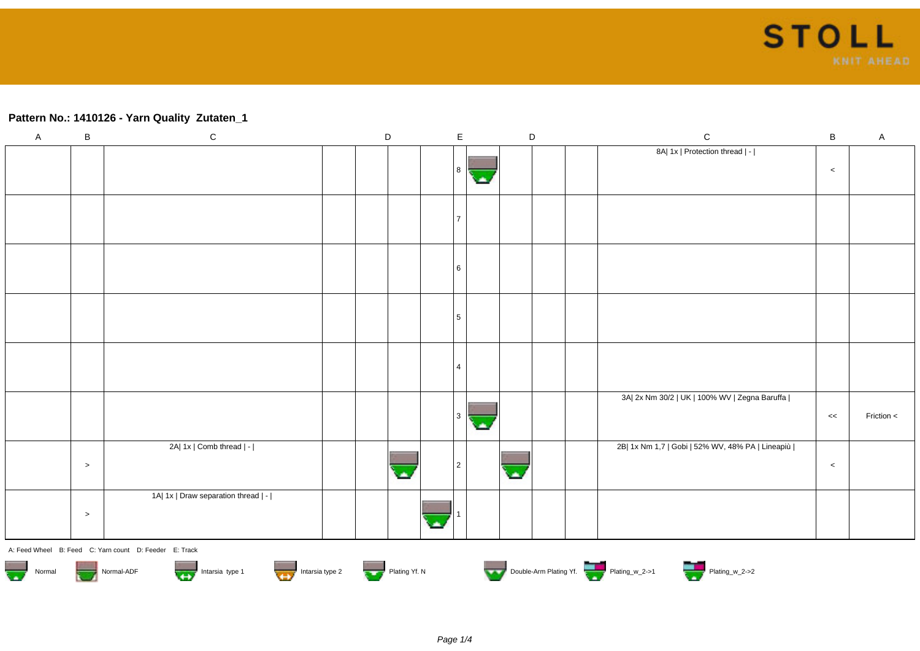**Pattern No.: 1410126 - Yarn Quality  Zutaten_1**

| A | B | C | D | D | D | D | E | D | D | D | D | C | B | A |
|---|---|---|---|---|---|---|---|---|---|---|---|---|---|---|
| | | | | | | | 8 | | | | | 8A\| 1x \| Protection thread \| - \| | < | |
| | | | | | | | 7 | | | | | | | |
| | | | | | | | 6 | | | | | | | |
| | | | | | | | 5 | | | | | | | |
| | | | | | | | 4 | | | | | | | |
| | | | | | | | 3 | | | | | 3A\| 2x Nm 30/2 \| UK \| 100% WV \| Zegna Baruffa \| | << | Friction < |
| | > | 2A\| 1x \| Comb thread \| - \| | | | | | 2 | | | | | 2B\| 1x Nm 1,7 \| Gobi \| 52% WV, 48% PA \| Lineapiù \| | < | |
| | > | 1A\| 1x \| Draw separation thread \| - \| | | | | | 1 | | | | | | | |

A: Feed Wheel   B: Feed   C: Yarn count   D: Feeder   E: Track

Normal   Normal-ADF   Intarsia type 1   Intarsia type 2   Plating Yf. N   Double-Arm Plating Yf.   Plating_w_2->1   Plating_w_2->2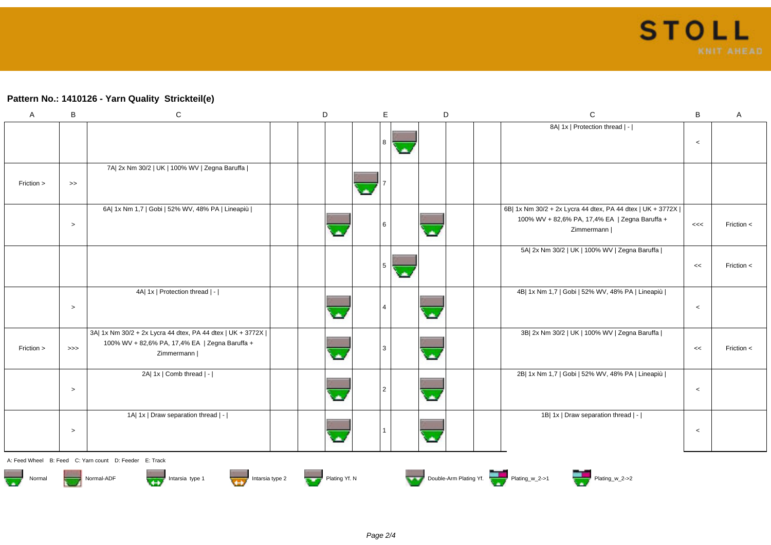**Pattern No.: 1410126 - Yarn Quality  Strickteil(e)**

| A | B | C | D | | | E | D | | | C | B | A |
|---|---|---|---|---|---|---|---|---|---|---|---|---|
| | | | | | | 8 | | | | 8A\| 1x \| Protection thread \| - \| | < | |
| Friction > | >> | 7A\| 2x Nm 30/2 \| UK \| 100% WV \| Zegna Baruffa \| | | | | 7 | | | | | | |
| | > | 6A\| 1x Nm 1,7 \| Gobi \| 52% WV, 48% PA \| Lineapiù \| | | | | 6 | | | | 6B\| 1x Nm 30/2 + 2x Lycra 44 dtex, PA 44 dtex \| UK + 3772X \| 100% WV + 82,6% PA, 17,4% EA \| Zegna Baruffa + Zimmermann \| | <<< | Friction < |
| | | | | | | 5 | | | | 5A\| 2x Nm 30/2 \| UK \| 100% WV \| Zegna Baruffa \| | << | Friction < |
| | > | 4A\| 1x \| Protection thread \| - \| | | | | 4 | | | | 4B\| 1x Nm 1,7 \| Gobi \| 52% WV, 48% PA \| Lineapiù \| | < | |
| Friction > | >>> | 3A\| 1x Nm 30/2 + 2x Lycra 44 dtex, PA 44 dtex \| UK + 3772X \| 100% WV + 82,6% PA, 17,4% EA \| Zegna Baruffa + Zimmermann \| | | | | 3 | | | | 3B\| 2x Nm 30/2 \| UK \| 100% WV \| Zegna Baruffa \| | << | Friction < |
| | > | 2A\| 1x \| Comb thread \| - \| | | | | 2 | | | | 2B\| 1x Nm 1,7 \| Gobi \| 52% WV, 48% PA \| Lineapiù \| | < | |
| | > | 1A\| 1x \| Draw separation thread \| - \| | | | | 1 | | | | 1B\| 1x \| Draw separation thread \| - \| | < | |

A: Feed Wheel   B: Feed   C: Yarn count   D: Feeder   E: Track

Normal   Normal-ADF   Intarsia type 1   Intarsia type 2   Plating Yf. N   Double-Arm Plating Yf.   Plating_w_2->1   Plating_w_2->2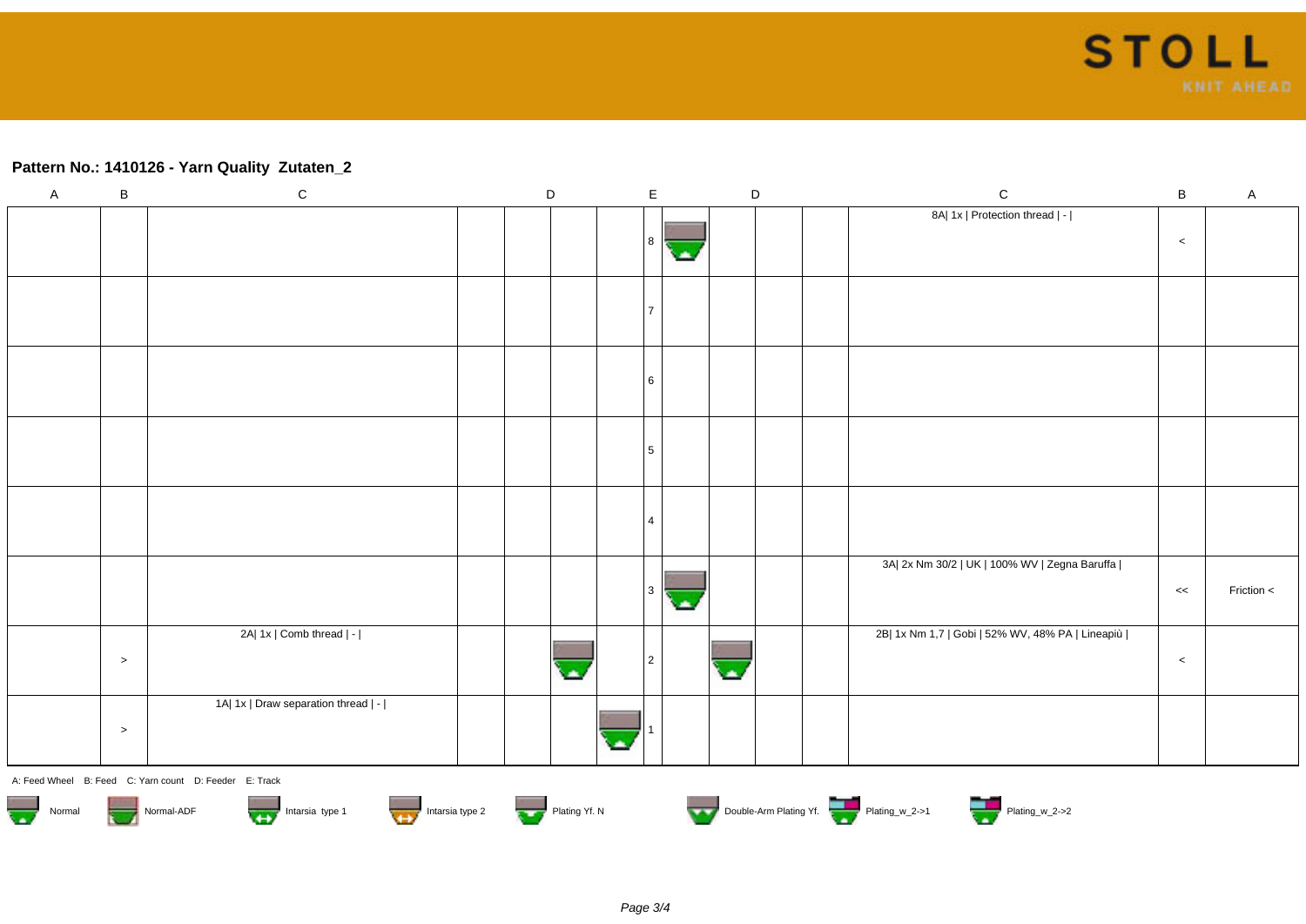**Pattern No.: 1410126 - Yarn Quality Zutaten_2**

| A | B | C | | D | | | E | | D | | | C | B | A |
|---|---|---|---|---|---|---|---|---|---|---|---|---|---|---|
| | | | | | | | 8 | | | | | 8A\| 1x \| Protection thread \| - \| | < | |
| | | | | | | | 7 | | | | | | | |
| | | | | | | | 6 | | | | | | | |
| | | | | | | | 5 | | | | | | | |
| | | | | | | | 4 | | | | | | | |
| | | | | | | | 3 | | | | | 3A\| 2x Nm 30/2 \| UK \| 100% WV \| Zegna Baruffa \| | << | Friction < |
| | > | 2A\| 1x \| Comb thread \| - \| | | | | | 2 | | | | | 2B\| 1x Nm 1,7 \| Gobi \| 52% WV, 48% PA \| Lineapiù \| | < | |
| | > | 1A\| 1x \| Draw separation thread \| - \| | | | | | 1 | | | | | | | |

A: Feed Wheel B: Feed C: Yarn count D: Feeder E: Track

Normal | Normal-ADF | Intarsia type 1 | Intarsia type 2 | Plating Yf. N | Double-Arm Plating Yf. | Plating_w_2->1 | Plating_w_2->2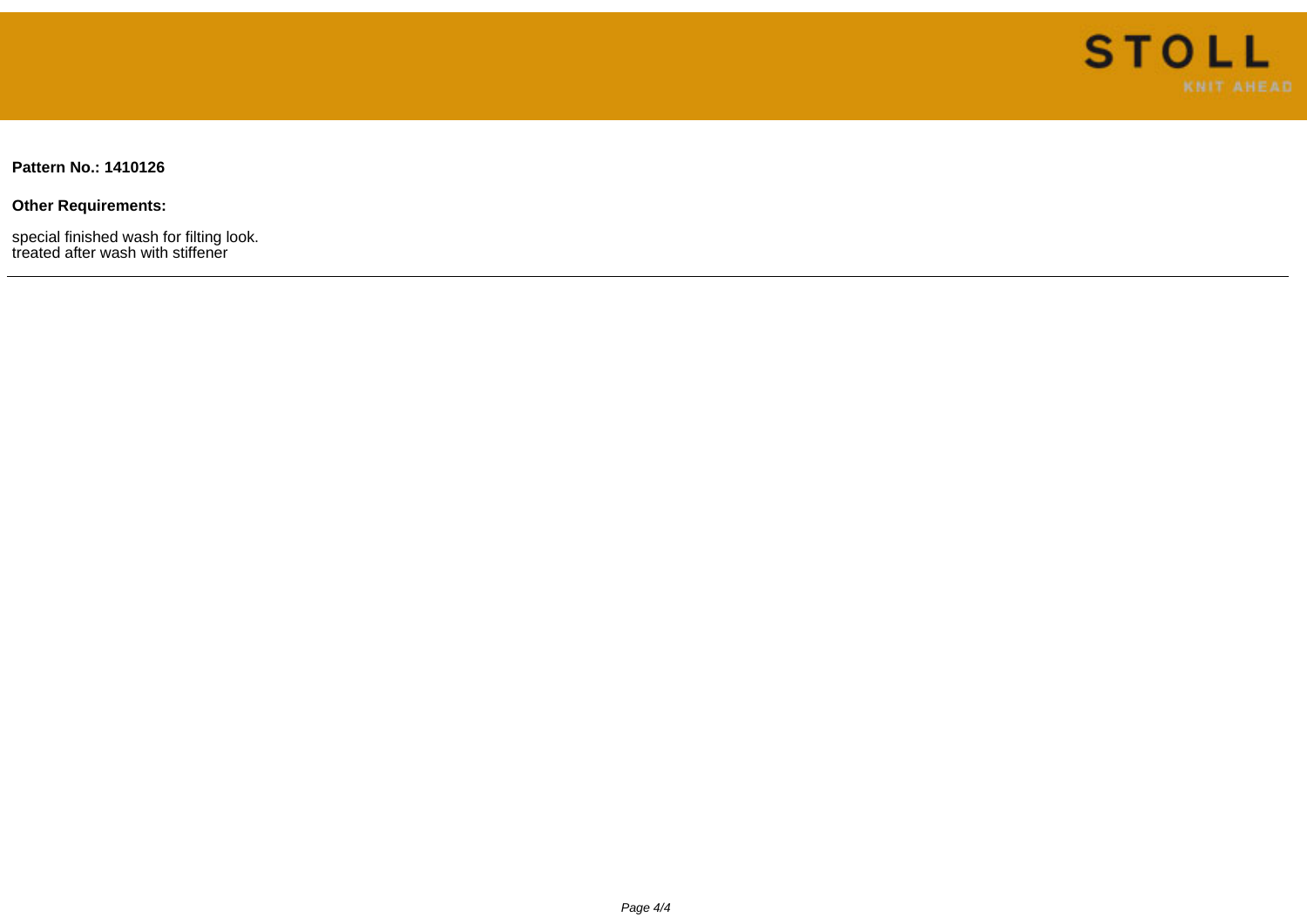**Pattern No.: 1410126**

**Other Requirements:**

special finished wash for filting look.
treated after wash with stiffener

---